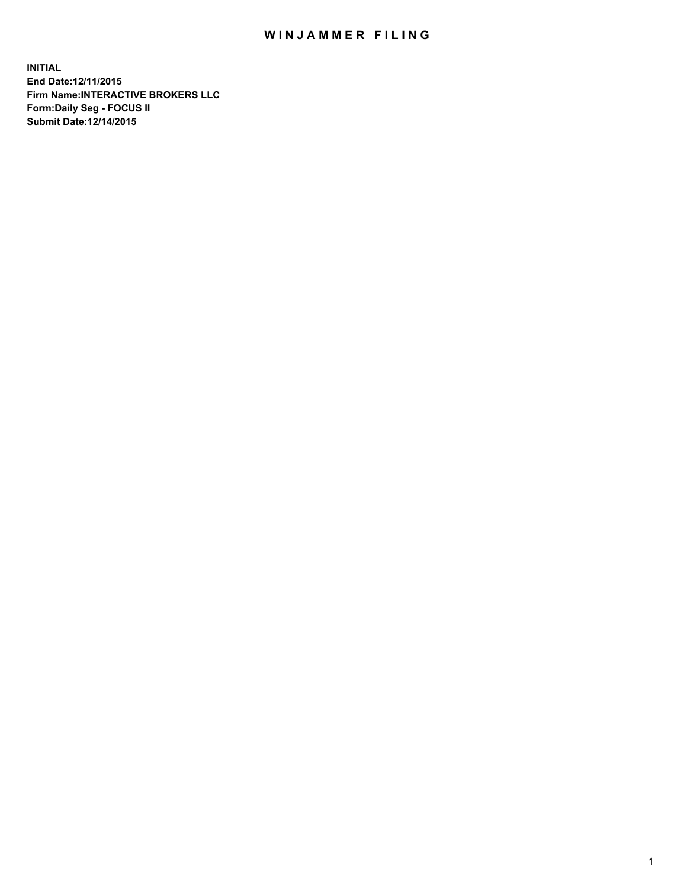# WINJAMMER FILING

**INITIAL**
**End Date:12/11/2015**
**Firm Name:INTERACTIVE BROKERS LLC**
**Form:Daily Seg - FOCUS II**
**Submit Date:12/14/2015**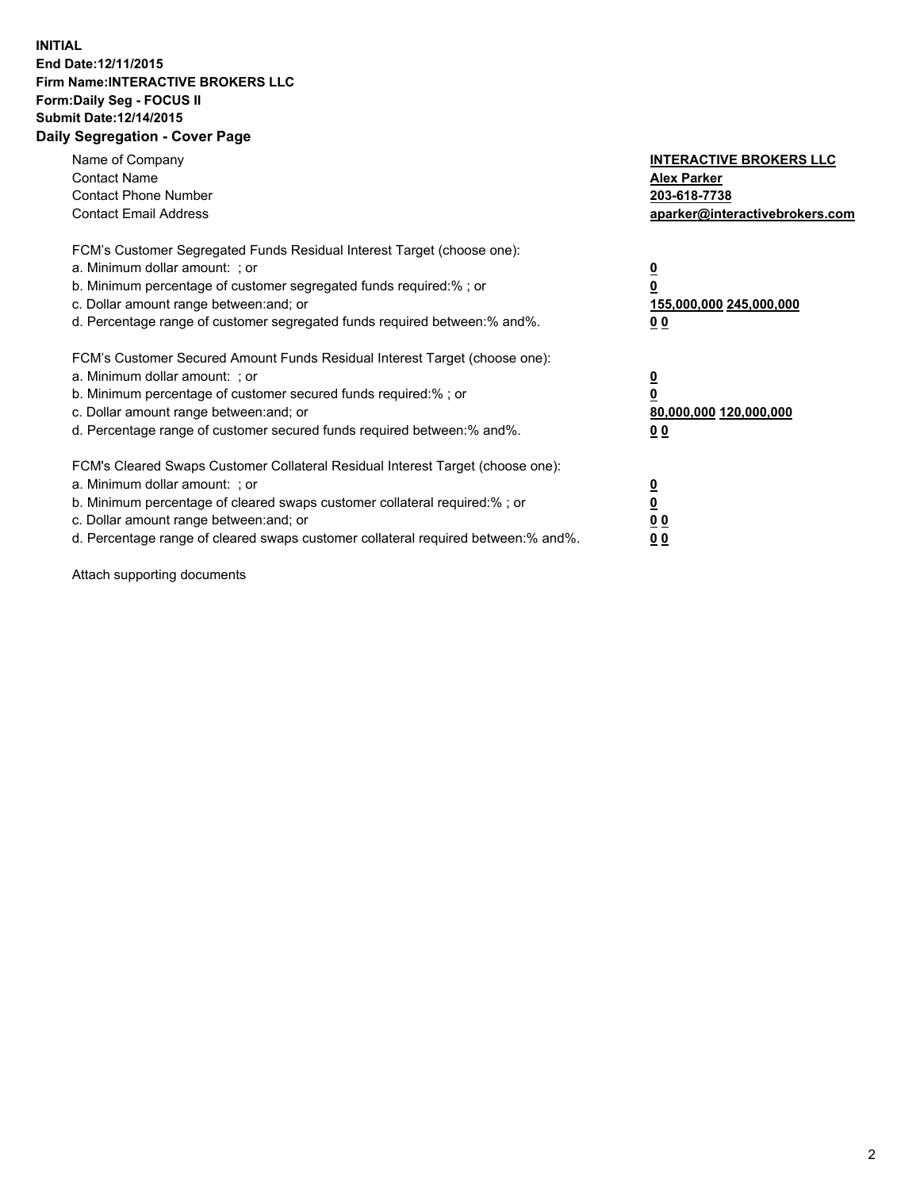**INITIAL**
**End Date:12/11/2015**
**Firm Name:INTERACTIVE BROKERS LLC**
**Form:Daily Seg - FOCUS II**
**Submit Date:12/14/2015**

## Daily Segregation - Cover Page

| | |
|---|---|
| Name of Company | **INTERACTIVE BROKERS LLC** |
| Contact Name | **Alex Parker** |
| Contact Phone Number | **203-618-7738** |
| Contact Email Address | **aparker@interactivebrokers.com** |

| | |
|---|---|
| FCM's Customer Segregated Funds Residual Interest Target (choose one): | |
| a. Minimum dollar amount: ; or | **0** |
| b. Minimum percentage of customer segregated funds required:% ; or | **0** |
| c. Dollar amount range between:and; or | **155,000,000 245,000,000** |
| d. Percentage range of customer segregated funds required between:% and%. | **0 0** |

| | |
|---|---|
| FCM's Customer Secured Amount Funds Residual Interest Target (choose one): | |
| a. Minimum dollar amount: ; or | **0** |
| b. Minimum percentage of customer secured funds required:% ; or | **0** |
| c. Dollar amount range between:and; or | **80,000,000 120,000,000** |
| d. Percentage range of customer secured funds required between:% and%. | **0 0** |

| | |
|---|---|
| FCM's Cleared Swaps Customer Collateral Residual Interest Target (choose one): | |
| a. Minimum dollar amount: ; or | **0** |
| b. Minimum percentage of cleared swaps customer collateral required:% ; or | **0** |
| c. Dollar amount range between:and; or | **0 0** |
| d. Percentage range of cleared swaps customer collateral required between:% and%. | **0 0** |

Attach supporting documents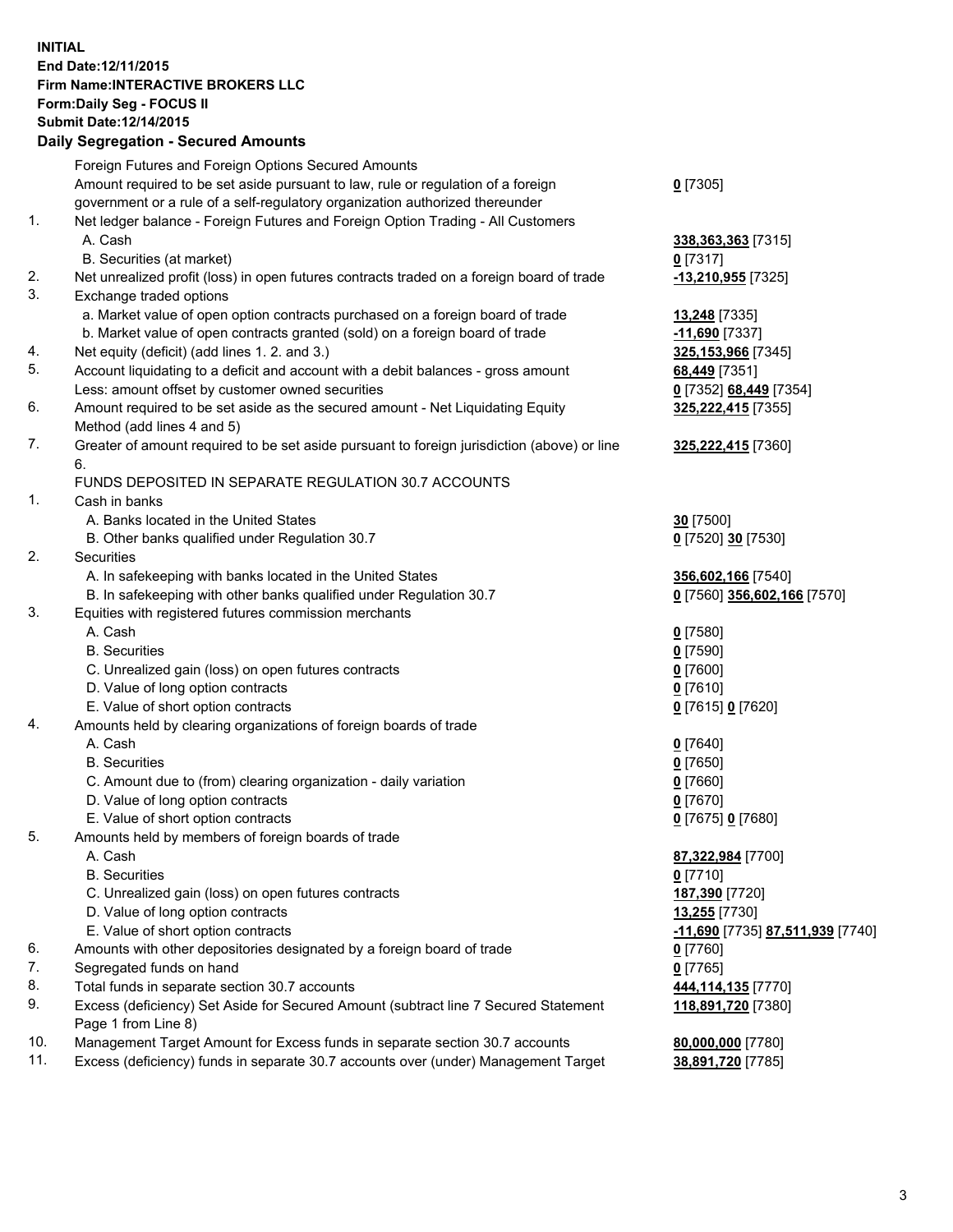**INITIAL**
**End Date:12/11/2015**
**Firm Name:INTERACTIVE BROKERS LLC**
**Form:Daily Seg - FOCUS II**
**Submit Date:12/14/2015**
**Daily Segregation - Secured Amounts**

| | | |
|---|---|---|
| | Foreign Futures and Foreign Options Secured Amounts | |
| | Amount required to be set aside pursuant to law, rule or regulation of a foreign government or a rule of a self-regulatory organization authorized thereunder | **0** [7305] |
| 1. | Net ledger balance - Foreign Futures and Foreign Option Trading - All Customers | |
| | A. Cash | **338,363,363** [7315] |
| | B. Securities (at market) | **0** [7317] |
| 2. | Net unrealized profit (loss) in open futures contracts traded on a foreign board of trade | **-13,210,955** [7325] |
| 3. | Exchange traded options | |
| | a. Market value of open option contracts purchased on a foreign board of trade | **13,248** [7335] |
| | b. Market value of open contracts granted (sold) on a foreign board of trade | **-11,690** [7337] |
| 4. | Net equity (deficit) (add lines 1. 2. and 3.) | **325,153,966** [7345] |
| 5. | Account liquidating to a deficit and account with a debit balances - gross amount | **68,449** [7351] |
| | Less: amount offset by customer owned securities | **0** [7352] **68,449** [7354] |
| 6. | Amount required to be set aside as the secured amount - Net Liquidating Equity Method (add lines 4 and 5) | **325,222,415** [7355] |
| 7. | Greater of amount required to be set aside pursuant to foreign jurisdiction (above) or line 6. | **325,222,415** [7360] |
| | FUNDS DEPOSITED IN SEPARATE REGULATION 30.7 ACCOUNTS | |
| 1. | Cash in banks | |
| | A. Banks located in the United States | **30** [7500] |
| | B. Other banks qualified under Regulation 30.7 | **0** [7520] **30** [7530] |
| 2. | Securities | |
| | A. In safekeeping with banks located in the United States | **356,602,166** [7540] |
| | B. In safekeeping with other banks qualified under Regulation 30.7 | **0** [7560] **356,602,166** [7570] |
| 3. | Equities with registered futures commission merchants | |
| | A. Cash | **0** [7580] |
| | B. Securities | **0** [7590] |
| | C. Unrealized gain (loss) on open futures contracts | **0** [7600] |
| | D. Value of long option contracts | **0** [7610] |
| | E. Value of short option contracts | **0** [7615] **0** [7620] |
| 4. | Amounts held by clearing organizations of foreign boards of trade | |
| | A. Cash | **0** [7640] |
| | B. Securities | **0** [7650] |
| | C. Amount due to (from) clearing organization - daily variation | **0** [7660] |
| | D. Value of long option contracts | **0** [7670] |
| | E. Value of short option contracts | **0** [7675] **0** [7680] |
| 5. | Amounts held by members of foreign boards of trade | |
| | A. Cash | **87,322,984** [7700] |
| | B. Securities | **0** [7710] |
| | C. Unrealized gain (loss) on open futures contracts | **187,390** [7720] |
| | D. Value of long option contracts | **13,255** [7730] |
| | E. Value of short option contracts | **-11,690** [7735] **87,511,939** [7740] |
| 6. | Amounts with other depositories designated by a foreign board of trade | **0** [7760] |
| 7. | Segregated funds on hand | **0** [7765] |
| 8. | Total funds in separate section 30.7 accounts | **444,114,135** [7770] |
| 9. | Excess (deficiency) Set Aside for Secured Amount (subtract line 7 Secured Statement Page 1 from Line 8) | **118,891,720** [7380] |
| 10. | Management Target Amount for Excess funds in separate section 30.7 accounts | **80,000,000** [7780] |
| 11. | Excess (deficiency) funds in separate 30.7 accounts over (under) Management Target | **38,891,720** [7785] |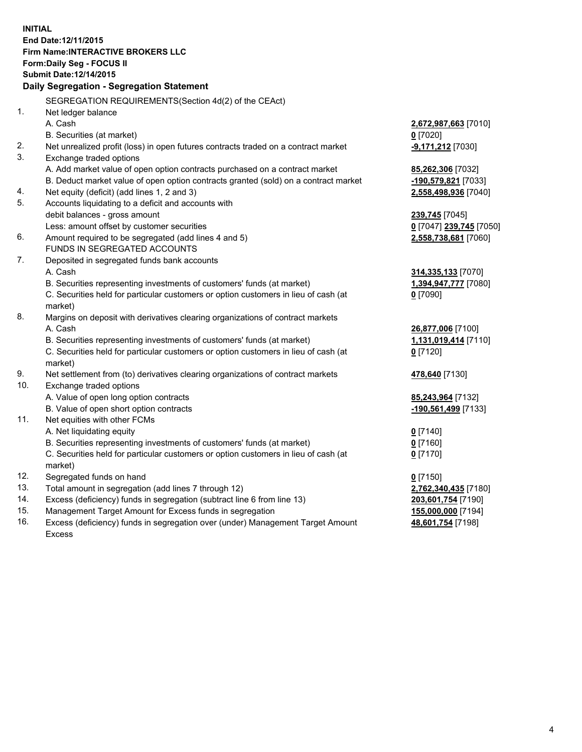**INITIAL**
**End Date:12/11/2015**
**Firm Name:INTERACTIVE BROKERS LLC**
**Form:Daily Seg - FOCUS II**
**Submit Date:12/14/2015**

**Daily Segregation - Segregation Statement**

| | | |
|---|---|---|
| | SEGREGATION REQUIREMENTS(Section 4d(2) of the CEAct) | |
| 1. | Net ledger balance | |
| | A. Cash | **2,672,987,663** [7010] |
| | B. Securities (at market) | **0** [7020] |
| 2. | Net unrealized profit (loss) in open futures contracts traded on a contract market | **-9,171,212** [7030] |
| 3. | Exchange traded options | |
| | A. Add market value of open option contracts purchased on a contract market | **85,262,306** [7032] |
| | B. Deduct market value of open option contracts granted (sold) on a contract market | **-190,579,821** [7033] |
| 4. | Net equity (deficit) (add lines 1, 2 and 3) | **2,558,498,936** [7040] |
| 5. | Accounts liquidating to a deficit and accounts with | |
| | debit balances - gross amount | **239,745** [7045] |
| | Less: amount offset by customer securities | **0** [7047] **239,745** [7050] |
| 6. | Amount required to be segregated (add lines 4 and 5) | **2,558,738,681** [7060] |
| | FUNDS IN SEGREGATED ACCOUNTS | |
| 7. | Deposited in segregated funds bank accounts | |
| | A. Cash | **314,335,133** [7070] |
| | B. Securities representing investments of customers' funds (at market) | **1,394,947,777** [7080] |
| | C. Securities held for particular customers or option customers in lieu of cash (at market) | **0** [7090] |
| 8. | Margins on deposit with derivatives clearing organizations of contract markets | |
| | A. Cash | **26,877,006** [7100] |
| | B. Securities representing investments of customers' funds (at market) | **1,131,019,414** [7110] |
| | C. Securities held for particular customers or option customers in lieu of cash (at market) | **0** [7120] |
| 9. | Net settlement from (to) derivatives clearing organizations of contract markets | **478,640** [7130] |
| 10. | Exchange traded options | |
| | A. Value of open long option contracts | **85,243,964** [7132] |
| | B. Value of open short option contracts | **-190,561,499** [7133] |
| 11. | Net equities with other FCMs | |
| | A. Net liquidating equity | **0** [7140] |
| | B. Securities representing investments of customers' funds (at market) | **0** [7160] |
| | C. Securities held for particular customers or option customers in lieu of cash (at market) | **0** [7170] |
| 12. | Segregated funds on hand | **0** [7150] |
| 13. | Total amount in segregation (add lines 7 through 12) | **2,762,340,435** [7180] |
| 14. | Excess (deficiency) funds in segregation (subtract line 6 from line 13) | **203,601,754** [7190] |
| 15. | Management Target Amount for Excess funds in segregation | **155,000,000** [7194] |
| 16. | Excess (deficiency) funds in segregation over (under) Management Target Amount Excess | **48,601,754** [7198] |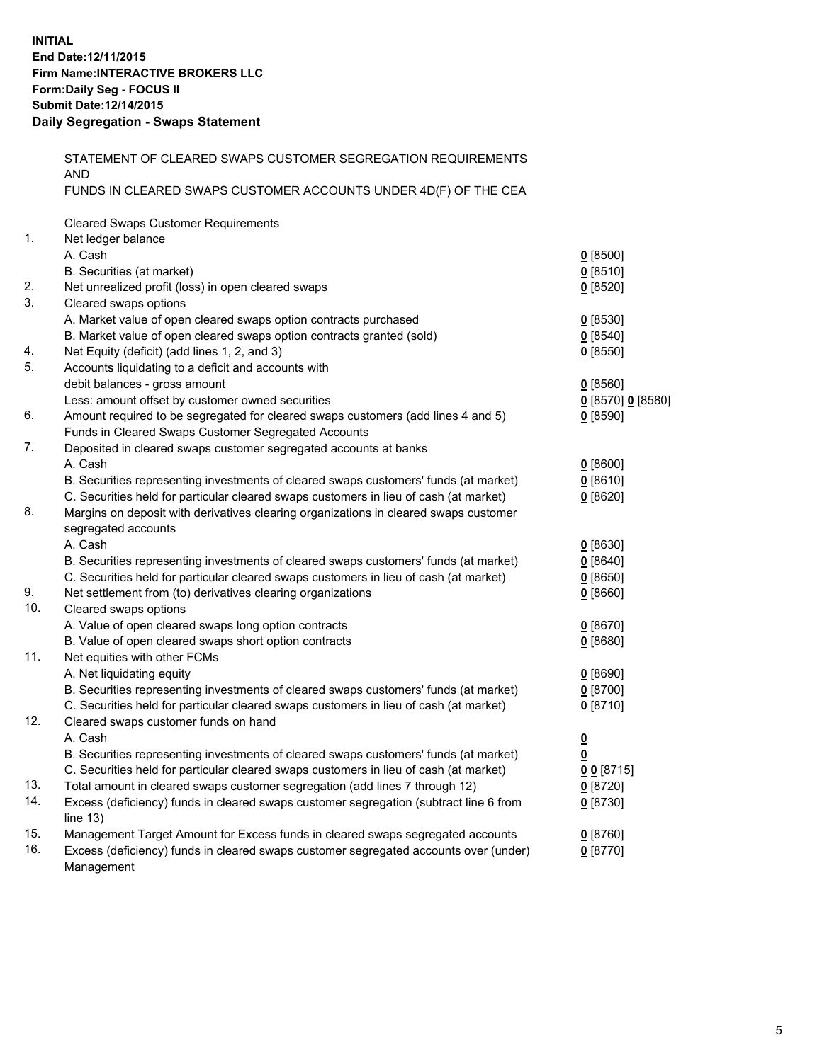**INITIAL**
**End Date:12/11/2015**
**Firm Name:INTERACTIVE BROKERS LLC**
**Form:Daily Seg - FOCUS II**
**Submit Date:12/14/2015**
**Daily Segregation - Swaps Statement**

STATEMENT OF CLEARED SWAPS CUSTOMER SEGREGATION REQUIREMENTS AND FUNDS IN CLEARED SWAPS CUSTOMER ACCOUNTS UNDER 4D(F) OF THE CEA

| | | |
|---|---|---|
| | Cleared Swaps Customer Requirements | |
| 1. | Net ledger balance | |
| | A. Cash | 0 [8500] |
| | B. Securities (at market) | 0 [8510] |
| 2. | Net unrealized profit (loss) in open cleared swaps | 0 [8520] |
| 3. | Cleared swaps options | |
| | A. Market value of open cleared swaps option contracts purchased | 0 [8530] |
| | B. Market value of open cleared swaps option contracts granted (sold) | 0 [8540] |
| 4. | Net Equity (deficit) (add lines 1, 2, and 3) | 0 [8550] |
| 5. | Accounts liquidating to a deficit and accounts with debit balances - gross amount | 0 [8560] |
| | Less: amount offset by customer owned securities | 0 [8570] 0 [8580] |
| 6. | Amount required to be segregated for cleared swaps customers (add lines 4 and 5) | 0 [8590] |
| | Funds in Cleared Swaps Customer Segregated Accounts | |
| 7. | Deposited in cleared swaps customer segregated accounts at banks | |
| | A. Cash | 0 [8600] |
| | B. Securities representing investments of cleared swaps customers' funds (at market) | 0 [8610] |
| | C. Securities held for particular cleared swaps customers in lieu of cash (at market) | 0 [8620] |
| 8. | Margins on deposit with derivatives clearing organizations in cleared swaps customer segregated accounts | |
| | A. Cash | 0 [8630] |
| | B. Securities representing investments of cleared swaps customers' funds (at market) | 0 [8640] |
| | C. Securities held for particular cleared swaps customers in lieu of cash (at market) | 0 [8650] |
| 9. | Net settlement from (to) derivatives clearing organizations | 0 [8660] |
| 10. | Cleared swaps options | |
| | A. Value of open cleared swaps long option contracts | 0 [8670] |
| | B. Value of open cleared swaps short option contracts | 0 [8680] |
| 11. | Net equities with other FCMs | |
| | A. Net liquidating equity | 0 [8690] |
| | B. Securities representing investments of cleared swaps customers' funds (at market) | 0 [8700] |
| | C. Securities held for particular cleared swaps customers in lieu of cash (at market) | 0 [8710] |
| 12. | Cleared swaps customer funds on hand | |
| | A. Cash | 0 |
| | B. Securities representing investments of cleared swaps customers' funds (at market) | 0 |
| | C. Securities held for particular cleared swaps customers in lieu of cash (at market) | 0 0 [8715] |
| 13. | Total amount in cleared swaps customer segregation (add lines 7 through 12) | 0 [8720] |
| 14. | Excess (deficiency) funds in cleared swaps customer segregation (subtract line 6 from line 13) | 0 [8730] |
| 15. | Management Target Amount for Excess funds in cleared swaps segregated accounts | 0 [8760] |
| 16. | Excess (deficiency) funds in cleared swaps customer segregated accounts over (under) Management | 0 [8770] |